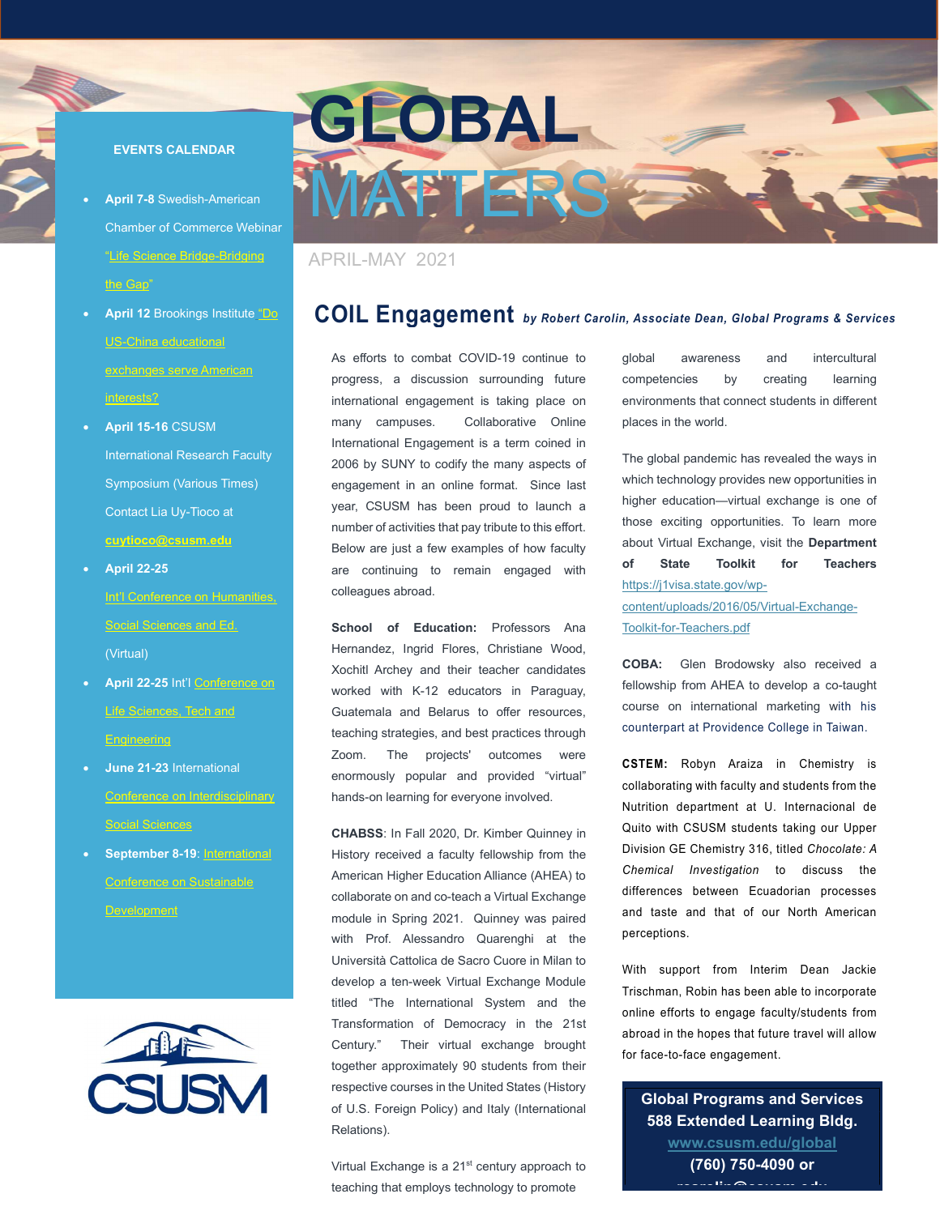# GLOBAL MATTERS

APRIL-MAY 2021

## EVENTS CALENDAR

- **April 7-8** Swedish-American Chamber of Commerce Webinar "Life Science Bridge-Bridging the Gap"
- **April 12** Brookings Institute "Do US-China educational exchanges serve American interests?
- **April 15-16** CSUSM International Research Faculty Symposium (Various Times) Contact Lia Uy-Tioco at **cuytioco@csusm.edu**
- **April 22-25** Int'l Conference on Humanities, Social Sciences and Ed. (Virtual)
- **April 22-25** Int'l Conference on Life Sciences, Tech and Engineering
- **June 21-23** International Conference on Interdisciplinary Social Sciences
- **September 8-19**: International Conference on Sustainable Development

CSUSM

## COIL Engagement *by Robert Carolin, Associate Dean, Global Programs & Services*

As efforts to combat COVID-19 continue to progress, a discussion surrounding future international engagement is taking place on many campuses. Collaborative Online International Engagement is a term coined in 2006 by SUNY to codify the many aspects of engagement in an online format. Since last year, CSUSM has been proud to launch a number of activities that pay tribute to this effort. Below are just a few examples of how faculty are continuing to remain engaged with colleagues abroad.

**School of Education:** Professors Ana Hernandez, Ingrid Flores, Christiane Wood, Xochitl Archey and their teacher candidates worked with K-12 educators in Paraguay, Guatemala and Belarus to offer resources, teaching strategies, and best practices through Zoom. The projects' outcomes were enormously popular and provided "virtual" hands-on learning for everyone involved.

**CHABSS**: In Fall 2020, Dr. Kimber Quinney in History received a faculty fellowship from the American Higher Education Alliance (AHEA) to collaborate on and co-teach a Virtual Exchange module in Spring 2021. Quinney was paired with Prof. Alessandro Quarenghi at the Università Cattolica de Sacro Cuore in Milan to develop a ten-week Virtual Exchange Module titled "The International System and the Transformation of Democracy in the 21st Century." Their virtual exchange brought together approximately 90 students from their respective courses in the United States (History of U.S. Foreign Policy) and Italy (International Relations).

Virtual Exchange is a 21st century approach to teaching that employs technology to promote global awareness and intercultural competencies by creating learning environments that connect students in different places in the world.

The global pandemic has revealed the ways in which technology provides new opportunities in higher education—virtual exchange is one of those exciting opportunities. To learn more about Virtual Exchange, visit the **Department of State Toolkit for Teachers** https://j1visa.state.gov/wp-content/uploads/2016/05/Virtual-Exchange-Toolkit-for-Teachers.pdf

**COBA:** Glen Brodowsky also received a fellowship from AHEA to develop a co-taught course on international marketing with his counterpart at Providence College in Taiwan.

**CSTEM:** Robyn Araiza in Chemistry is collaborating with faculty and students from the Nutrition department at U. Internacional de Quito with CSUSM students taking our Upper Division GE Chemistry 316, titled *Chocolate: A Chemical Investigation* to discuss the differences between Ecuadorian processes and taste and that of our North American perceptions.

With support from Interim Dean Jackie Trischman, Robin has been able to incorporate online efforts to engage faculty/students from abroad in the hopes that future travel will allow for face-to-face engagement.

**Global Programs and Services**
**588 Extended Learning Bldg.**
**www.csusm.edu/global**
**(760) 750-4090 or**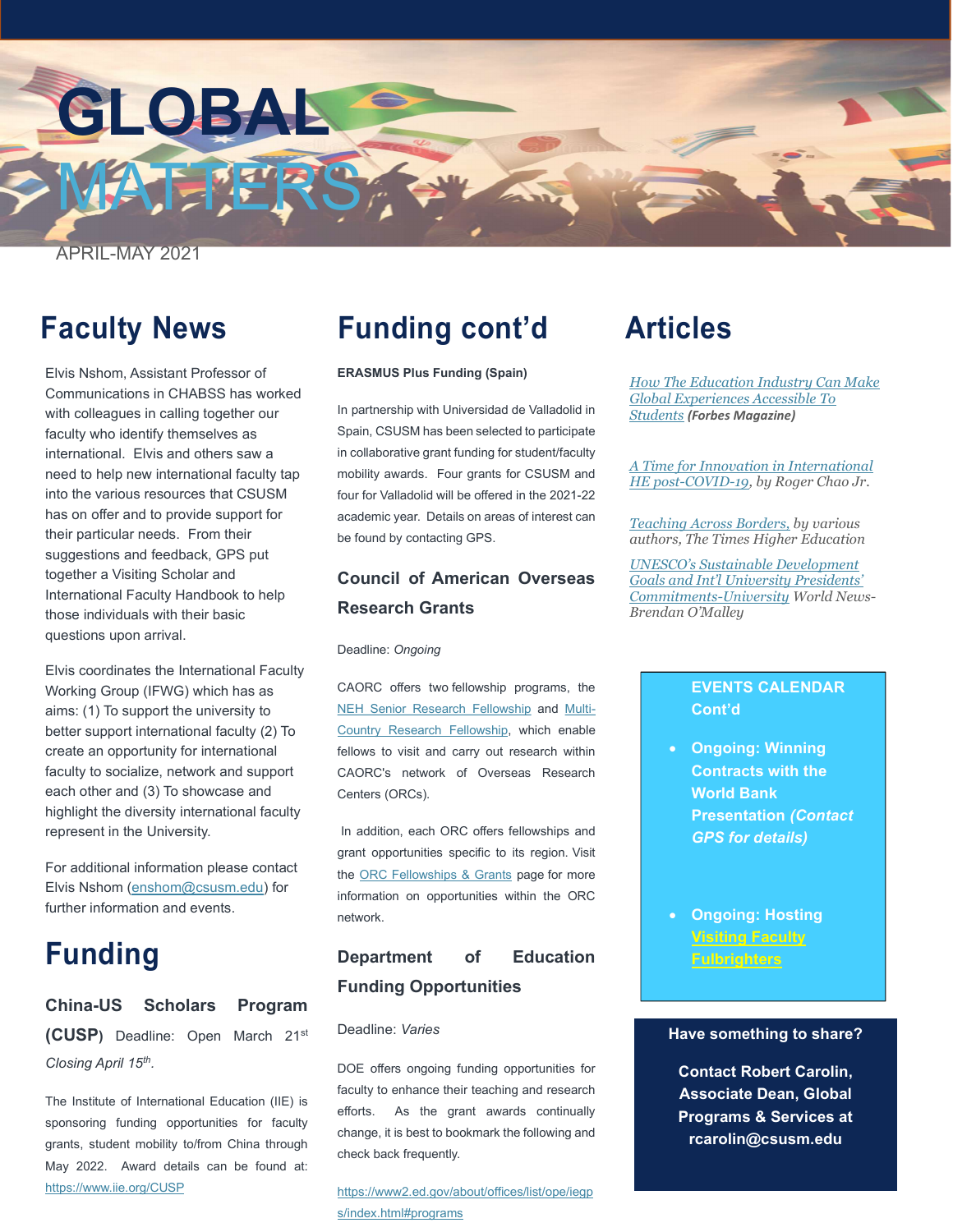# GLOBAL MATTERS

APRIL-MAY 2021

## Faculty News

Elvis Nshom, Assistant Professor of Communications in CHABSS has worked with colleagues in calling together our faculty who identify themselves as international. Elvis and others saw a need to help new international faculty tap into the various resources that CSUSM has on offer and to provide support for their particular needs. From their suggestions and feedback, GPS put together a Visiting Scholar and International Faculty Handbook to help those individuals with their basic questions upon arrival.

Elvis coordinates the International Faculty Working Group (IFWG) which has as aims: (1) To support the university to better support international faculty (2) To create an opportunity for international faculty to socialize, network and support each other and (3) To showcase and highlight the diversity international faculty represent in the University.

For additional information please contact Elvis Nshom (enshom@csusm.edu) for further information and events.

## Funding

### China-US Scholars Program (CUSP) Deadline: Open March 21st *Closing April 15th*.

The Institute of International Education (IIE) is sponsoring funding opportunities for faculty grants, student mobility to/from China through May 2022. Award details can be found at: https://www.iie.org/CUSP

## Funding cont'd

**ERASMUS Plus Funding (Spain)**

In partnership with Universidad de Valladolid in Spain, CSUSM has been selected to participate in collaborative grant funding for student/faculty mobility awards. Four grants for CSUSM and four for Valladolid will be offered in the 2021-22 academic year. Details on areas of interest can be found by contacting GPS.

### Council of American Overseas Research Grants

Deadline: *Ongoing*

CAORC offers two fellowship programs, the NEH Senior Research Fellowship and Multi-Country Research Fellowship, which enable fellows to visit and carry out research within CAORC's network of Overseas Research Centers (ORCs).

In addition, each ORC offers fellowships and grant opportunities specific to its region. Visit the ORC Fellowships & Grants page for more information on opportunities within the ORC network.

### Department of Education Funding Opportunities

Deadline: *Varies*

DOE offers ongoing funding opportunities for faculty to enhance their teaching and research efforts. As the grant awards continually change, it is best to bookmark the following and check back frequently.

https://www2.ed.gov/about/offices/list/ope/iegps/index.html#programs

## Articles

*How The Education Industry Can Make Global Experiences Accessible To Students* **(Forbes Magazine)**

*A Time for Innovation in International HE post-COVID-19*, by Roger Chao Jr.

*Teaching Across Borders*, by various authors, The Times Higher Education

*UNESCO's Sustainable Development Goals and Int'l University Presidents' Commitments-University* World News- Brendan O'Malley

**EVENTS CALENDAR Cont'd**

- **Ongoing: Winning Contracts with the World Bank Presentation *(Contact GPS for details)***
- **Ongoing: Hosting Visiting Faculty Fulbrighters**

**Have something to share?**

**Contact Robert Carolin, Associate Dean, Global Programs & Services at rcarolin@csusm.edu**